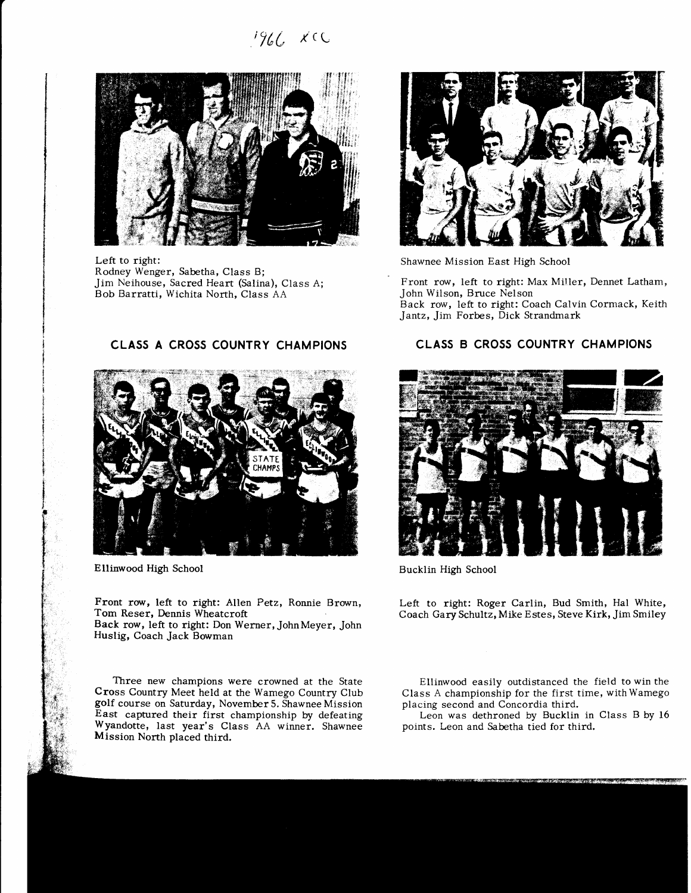1966 XCC

Left to right:
Rodney Wenger, Sabetha, Class B;
Jim Neihouse, Sacred Heart (Salina), Class A;
Bob Barratti, Wichita North, Class AA

Shawnee Mission East High School

Front row, left to right: Max Miller, Dennet Latham, John Wilson, Bruce Nelson
Back row, left to right: Coach Calvin Cormack, Keith Jantz, Jim Forbes, Dick Strandmark

## CLASS A CROSS COUNTRY CHAMPIONS

Ellinwood High School

Front row, left to right: Allen Petz, Ronnie Brown, Tom Reser, Dennis Wheatcroft
Back row, left to right: Don Werner, John Meyer, John Huslig, Coach Jack Bowman

## CLASS B CROSS COUNTRY CHAMPIONS

Bucklin High School

Left to right: Roger Carlin, Bud Smith, Hal White, Coach Gary Schultz, Mike Estes, Steve Kirk, Jim Smiley

Three new champions were crowned at the State Cross Country Meet held at the Wamego Country Club golf course on Saturday, November 5. Shawnee Mission East captured their first championship by defeating Wyandotte, last year's Class AA winner. Shawnee Mission North placed third.

Ellinwood easily outdistanced the field to win the Class A championship for the first time, with Wamego placing second and Concordia third.

Leon was dethroned by Bucklin in Class B by 16 points. Leon and Sabetha tied for third.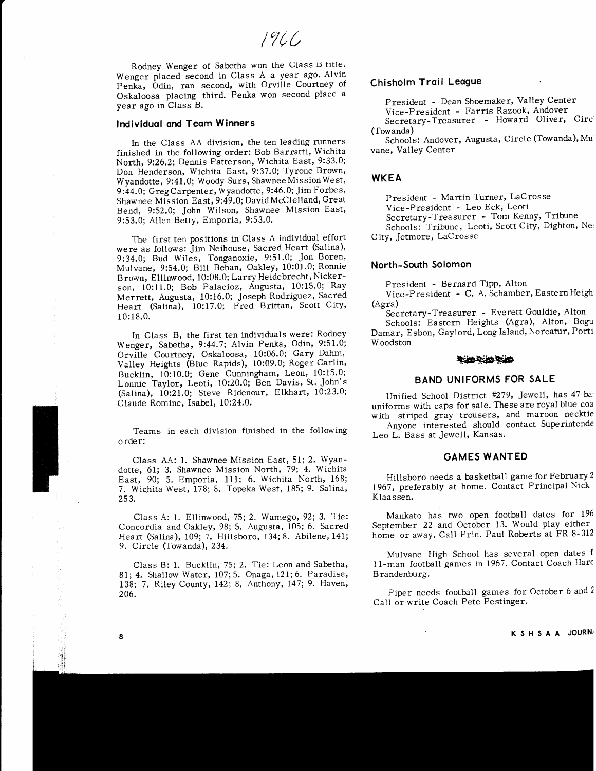1966

Rodney Wenger of Sabetha won the Class B title. Wenger placed second in Class A a year ago. Alvin Penka, Odin, ran second, with Orville Courtney of Oskaloosa placing third. Penka won second place a year ago in Class B.

### Individual and Team Winners

In the Class AA division, the ten leading runners finished in the following order: Bob Barratti, Wichita North, 9:26.2; Dennis Patterson, Wichita East, 9:33.0; Don Henderson, Wichita East, 9:37.0; Tyrone Brown, Wyandotte, 9:41.0; Woody Surs, Shawnee Mission West, 9:44.0; Greg Carpenter, Wyandotte, 9:46.0; Jim Forbes, Shawnee Mission East, 9:49.0; David McClelland, Great Bend, 9:52.0; John Wilson, Shawnee Mission East, 9:53.0; Allen Betty, Emporia, 9:53.0.

The first ten positions in Class A individual effort were as follows: Jim Neihouse, Sacred Heart (Salina), 9:34.0; Bud Wiles, Tonganoxie, 9:51.0; Jon Boren, Mulvane, 9:54.0; Bill Behan, Oakley, 10:01.0; Ronnie Brown, Ellinwood, 10:08.0; Larry Heidebrecht, Nickerson, 10:11.0; Bob Palacioz, Augusta, 10:15.0; Ray Merrett, Augusta, 10:16.0; Joseph Rodriguez, Sacred Heart (Salina), 10:17.0; Fred Brittan, Scott City, 10:18.0.

In Class B, the first ten individuals were: Rodney Wenger, Sabetha, 9:44.7; Alvin Penka, Odin, 9:51.0; Orville Courtney, Oskaloosa, 10:06.0; Gary Dahm, Valley Heights (Blue Rapids), 10:09.0; Roger Carlin, Bucklin, 10:10.0; Gene Cunningham, Leon, 10:15.0; Lonnie Taylor, Leoti, 10:20.0; Ben Davis, St. John's (Salina), 10:21.0; Steve Ridenour, Elkhart, 10:23.0; Claude Romine, Isabel, 10:24.0.

Teams in each division finished in the following order:

Class AA: 1. Shawnee Mission East, 51; 2. Wyandotte, 61; 3. Shawnee Mission North, 79; 4. Wichita East, 90; 5. Emporia, 111; 6. Wichita North, 168; 7. Wichita West, 178; 8. Topeka West, 185; 9. Salina, 253.

Class A: 1. Ellinwood, 75; 2. Wamego, 92; 3. Tie: Concordia and Oakley, 98; 5. Augusta, 105; 6. Sacred Heart (Salina), 109; 7. Hillsboro, 134; 8. Abilene, 141; 9. Circle (Towanda), 234.

Class B: 1. Bucklin, 75; 2. Tie: Leon and Sabetha, 81; 4. Shallow Water, 107; 5. Onaga, 121; 6. Paradise, 138; 7. Riley County, 142; 8. Anthony, 147; 9. Haven, 206.

### Chisholm Trail League

President - Dean Shoemaker, Valley Center
Vice-President - Farris Razook, Andover
Secretary-Treasurer - Howard Oliver, Circ (Towanda)
Schools: Andover, Augusta, Circle (Towanda), Mu vane, Valley Center

### WKEA

President - Martin Turner, LaCrosse
Vice-President - Leo Eck, Leoti
Secretary-Treasurer - Tom Kenny, Tribune
Schools: Tribune, Leoti, Scott City, Dighton, Ne City, Jetmore, LaCrosse

### North-South Solomon

President - Bernard Tipp, Alton
Vice-President - C. A. Schamber, Eastern Heigh (Agra)
Secretary-Treasurer - Everett Gouldie, Alton
Schools: Eastern Heights (Agra), Alton, Bogu Damar, Esbon, Gaylord, Long Island, Norcatur, Porti Woodston

## BAND UNIFORMS FOR SALE

Unified School District #279, Jewell, has 47 ba uniforms with caps for sale. These are royal blue coa with striped gray trousers, and maroon necktie

Anyone interested should contact Superintende Leo L. Bass at Jewell, Kansas.

## GAMES WANTED

Hillsboro needs a basketball game for February 2 1967, preferably at home. Contact Principal Nick Klaassen.

Mankato has two open football dates for 196 September 22 and October 13. Would play either home or away. Call Prin. Paul Roberts at FR 8-312

Mulvane High School has several open dates f 11-man football games in 1967. Contact Coach Harc Brandenburg.

Piper needs football games for October 6 and 2 Call or write Coach Pete Pestinger.